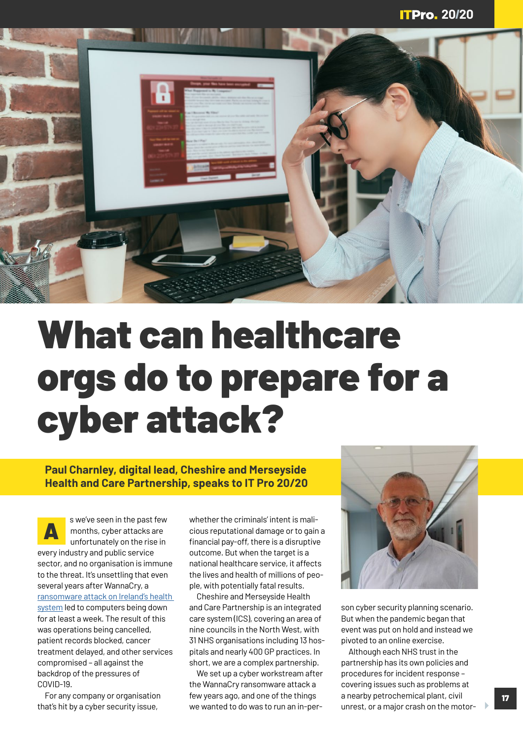# What can healthcare orgs do to prepare for a cyber attack?

**Paul Charnley, digital lead, Cheshire and Merseyside Health and Care Partnership, speaks to IT Pro 20/20**

As we've seen in the past few months, cyber attacks are unfortunately on the rise in every industry and public service sector, and no organisation is immune to the threat. It's unsettling that even several years after WannaCry, a [ransomware attack on Ireland's health system]() led to computers being down for at least a week. The result of this was operations being cancelled, patient records blocked, cancer treatment delayed, and other services compromised – all against the backdrop of the pressures of COVID-19.

For any company or organisation that's hit by a cyber security issue, whether the criminals' intent is malicious reputational damage or to gain a financial pay-off, there is a disruptive outcome. But when the target is a national healthcare service, it affects the lives and health of millions of people, with potentially fatal results.

Cheshire and Merseyside Health and Care Partnership is an integrated care system (ICS), covering an area of nine councils in the North West, with 31 NHS organisations including 13 hospitals and nearly 400 GP practices. In short, we are a complex partnership.

We set up a cyber workstream after the WannaCry ransomware attack a few years ago, and one of the things we wanted to do was to run an in-person cyber security planning scenario. But when the pandemic began that event was put on hold and instead we pivoted to an online exercise.

Although each NHS trust in the partnership has its own policies and procedures for incident response – covering issues such as problems at a nearby petrochemical plant, civil unrest, or a major crash on the motor-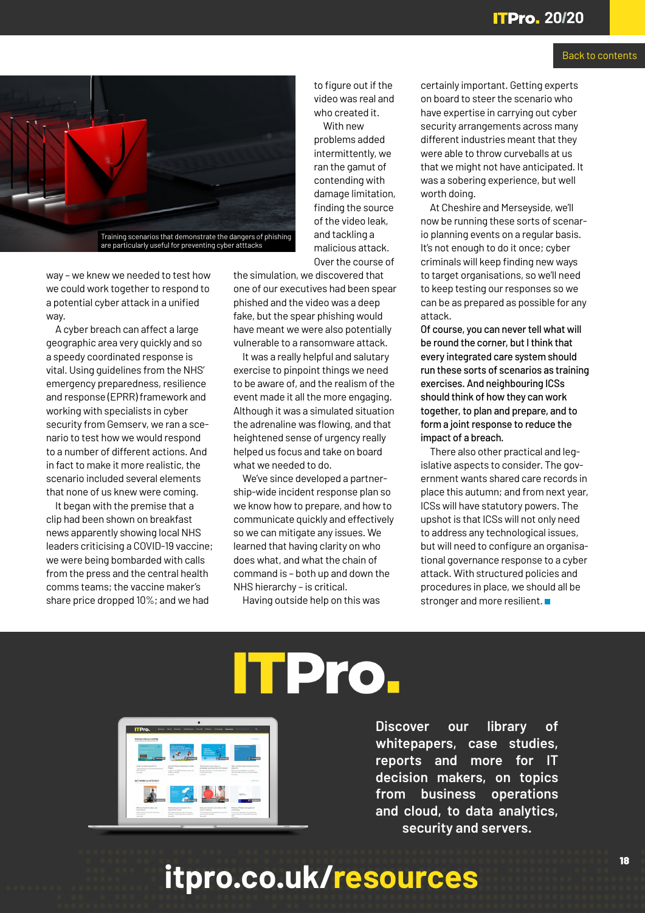Training scenarios that demonstrate the dangers of phishing are particularly useful for preventing cyber atttacks

way – we knew we needed to test how we could work together to respond to a potential cyber attack in a unified way.

A cyber breach can affect a large geographic area very quickly and so a speedy coordinated response is vital. Using guidelines from the NHS' emergency preparedness, resilience and response (EPRR) framework and working with specialists in cyber security from Gemserv, we ran a scenario to test how we would respond to a number of different actions. And in fact to make it more realistic, the scenario included several elements that none of us knew were coming.

It began with the premise that a clip had been shown on breakfast news apparently showing local NHS leaders criticising a COVID-19 vaccine; we were being bombarded with calls from the press and the central health comms teams; the vaccine maker's share price dropped 10%; and we had to figure out if the video was real and who created it.

With new problems added intermittently, we ran the gamut of contending with damage limitation, finding the source of the video leak, and tackling a malicious attack. Over the course of the simulation, we discovered that one of our executives had been spear phished and the video was a deep fake, but the spear phishing would have meant we were also potentially vulnerable to a ransomware attack.

It was a really helpful and salutary exercise to pinpoint things we need to be aware of, and the realism of the event made it all the more engaging. Although it was a simulated situation the adrenaline was flowing, and that heightened sense of urgency really helped us focus and take on board what we needed to do.

We've since developed a partnership-wide incident response plan so we know how to prepare, and how to communicate quickly and effectively so we can mitigate any issues. We learned that having clarity on who does what, and what the chain of command is – both up and down the NHS hierarchy – is critical.

Having outside help on this was certainly important. Getting experts on board to steer the scenario who have expertise in carrying out cyber security arrangements across many different industries meant that they were able to throw curveballs at us that we might not have anticipated. It was a sobering experience, but well worth doing.

At Cheshire and Merseyside, we'll now be running these sorts of scenario planning events on a regular basis. It's not enough to do it once; cyber criminals will keep finding new ways to target organisations, so we'll need to keep testing our responses so we can be as prepared as possible for any attack.

**Of course, you can never tell what will be round the corner, but I think that every integrated care system should run these sorts of scenarios as training exercises. And neighbouring ICSs should think of how they can work together, to plan and prepare, and to form a joint response to reduce the impact of a breach.**

There also other practical and legislative aspects to consider. The government wants shared care records in place this autumn; and from next year, ICSs will have statutory powers. The upshot is that ICSs will not only need to address any technological issues, but will need to configure an organisational governance response to a cyber attack. With structured policies and procedures in place, we should all be stronger and more resilient. ■

**ITPro.**

**Discover our library of whitepapers, case studies, reports and more for IT decision makers, on topics from business operations and cloud, to data analytics, security and servers.**

**itpro.co.uk/resources**